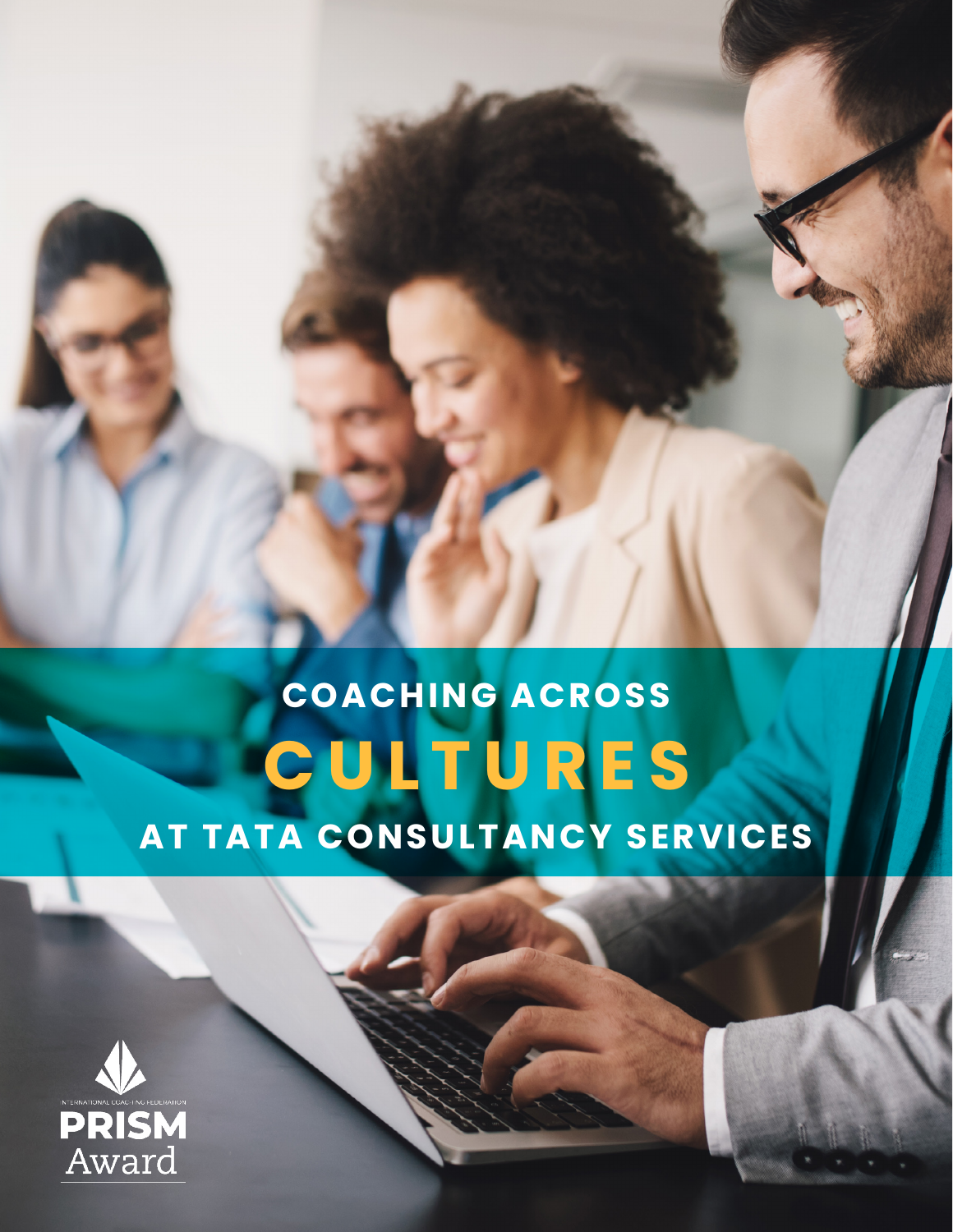# COACHING ACROSS CULTURES AT TATA CONSULTANCY SERVICES

INTERNATIONAL COACHING FEDERATION

PRISM Award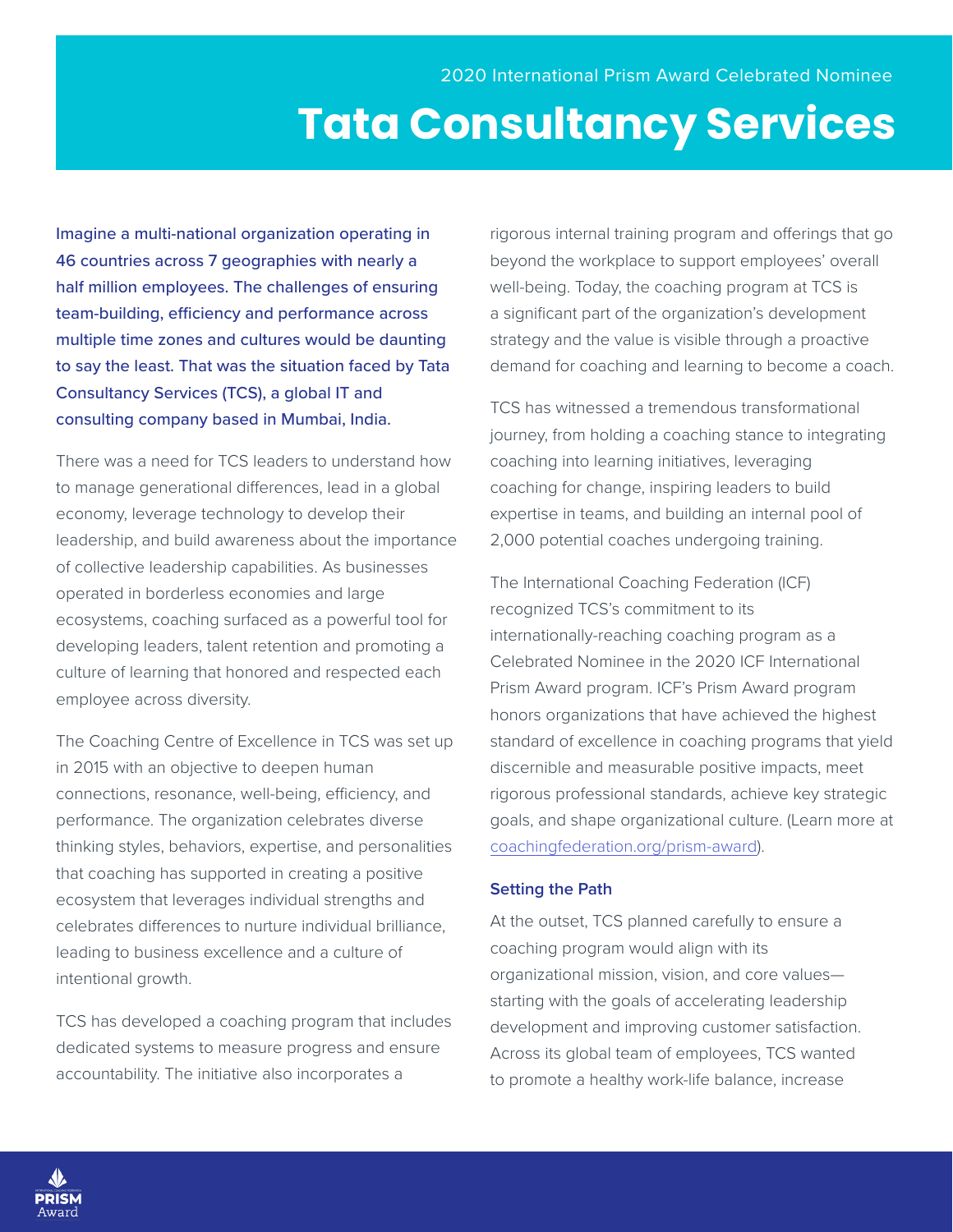2020 International Prism Award Celebrated Nominee

# Tata Consultancy Services

Imagine a multi-national organization operating in 46 countries across 7 geographies with nearly a half million employees. The challenges of ensuring team-building, efficiency and performance across multiple time zones and cultures would be daunting to say the least. That was the situation faced by Tata Consultancy Services (TCS), a global IT and consulting company based in Mumbai, India.

There was a need for TCS leaders to understand how to manage generational differences, lead in a global economy, leverage technology to develop their leadership, and build awareness about the importance of collective leadership capabilities. As businesses operated in borderless economies and large ecosystems, coaching surfaced as a powerful tool for developing leaders, talent retention and promoting a culture of learning that honored and respected each employee across diversity.

The Coaching Centre of Excellence in TCS was set up in 2015 with an objective to deepen human connections, resonance, well-being, efficiency, and performance. The organization celebrates diverse thinking styles, behaviors, expertise, and personalities that coaching has supported in creating a positive ecosystem that leverages individual strengths and celebrates differences to nurture individual brilliance, leading to business excellence and a culture of intentional growth.

TCS has developed a coaching program that includes dedicated systems to measure progress and ensure accountability. The initiative also incorporates a rigorous internal training program and offerings that go beyond the workplace to support employees' overall well-being. Today, the coaching program at TCS is a significant part of the organization's development strategy and the value is visible through a proactive demand for coaching and learning to become a coach.

TCS has witnessed a tremendous transformational journey, from holding a coaching stance to integrating coaching into learning initiatives, leveraging coaching for change, inspiring leaders to build expertise in teams, and building an internal pool of 2,000 potential coaches undergoing training.

The International Coaching Federation (ICF) recognized TCS's commitment to its internationally-reaching coaching program as a Celebrated Nominee in the 2020 ICF International Prism Award program. ICF's Prism Award program honors organizations that have achieved the highest standard of excellence in coaching programs that yield discernible and measurable positive impacts, meet rigorous professional standards, achieve key strategic goals, and shape organizational culture. (Learn more at coachingfederation.org/prism-award).

### Setting the Path

At the outset, TCS planned carefully to ensure a coaching program would align with its organizational mission, vision, and core values—starting with the goals of accelerating leadership development and improving customer satisfaction. Across its global team of employees, TCS wanted to promote a healthy work-life balance, increase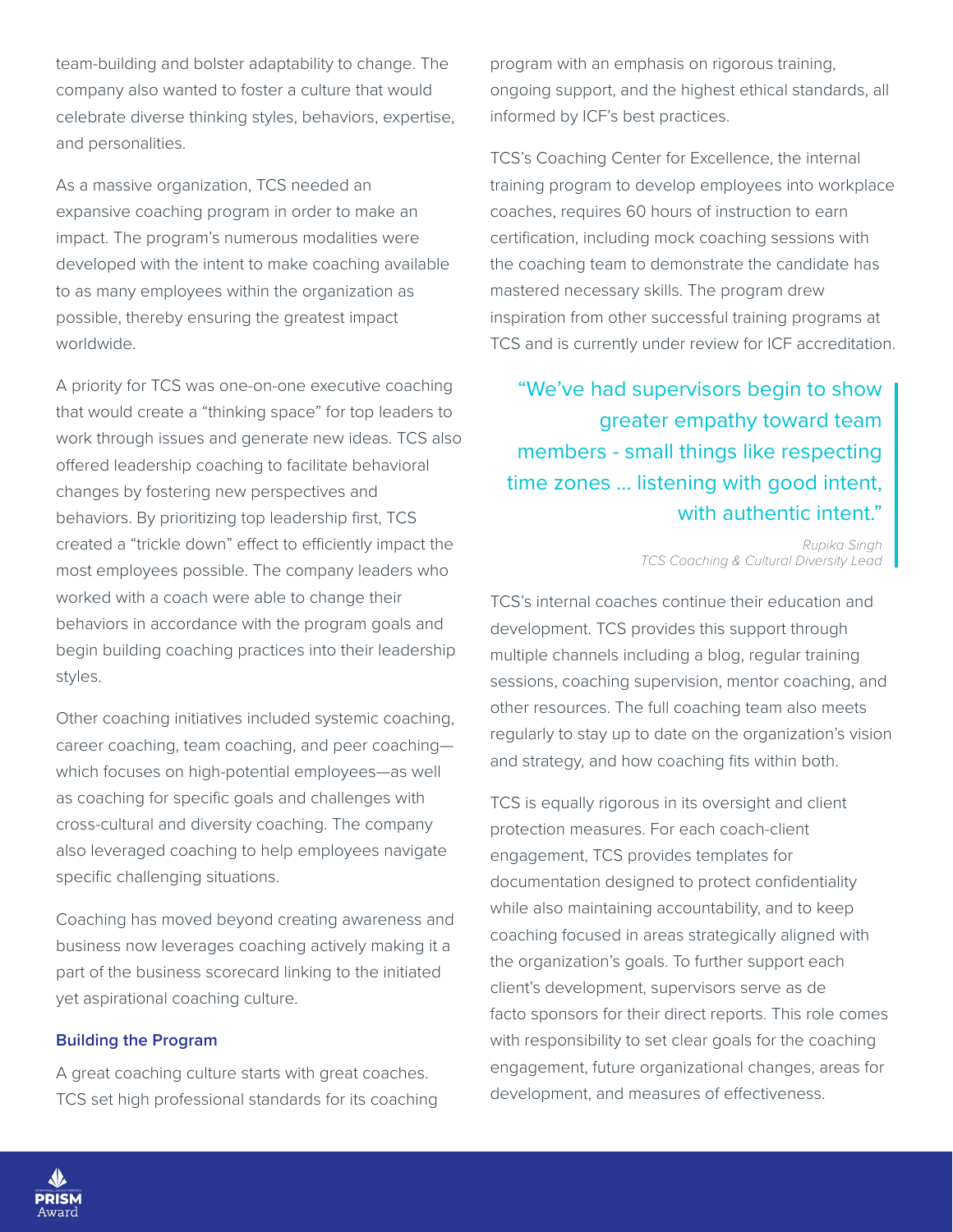team-building and bolster adaptability to change. The company also wanted to foster a culture that would celebrate diverse thinking styles, behaviors, expertise, and personalities.

As a massive organization, TCS needed an expansive coaching program in order to make an impact. The program's numerous modalities were developed with the intent to make coaching available to as many employees within the organization as possible, thereby ensuring the greatest impact worldwide.

A priority for TCS was one-on-one executive coaching that would create a "thinking space" for top leaders to work through issues and generate new ideas. TCS also offered leadership coaching to facilitate behavioral changes by fostering new perspectives and behaviors. By prioritizing top leadership first, TCS created a "trickle down" effect to efficiently impact the most employees possible. The company leaders who worked with a coach were able to change their behaviors in accordance with the program goals and begin building coaching practices into their leadership styles.

Other coaching initiatives included systemic coaching, career coaching, team coaching, and peer coaching—which focuses on high-potential employees—as well as coaching for specific goals and challenges with cross-cultural and diversity coaching. The company also leveraged coaching to help employees navigate specific challenging situations.

Coaching has moved beyond creating awareness and business now leverages coaching actively making it a part of the business scorecard linking to the initiated yet aspirational coaching culture.

### Building the Program

A great coaching culture starts with great coaches. TCS set high professional standards for its coaching program with an emphasis on rigorous training, ongoing support, and the highest ethical standards, all informed by ICF's best practices.

TCS's Coaching Center for Excellence, the internal training program to develop employees into workplace coaches, requires 60 hours of instruction to earn certification, including mock coaching sessions with the coaching team to demonstrate the candidate has mastered necessary skills. The program drew inspiration from other successful training programs at TCS and is currently under review for ICF accreditation.

> "We've had supervisors begin to show greater empathy toward team members - small things like respecting time zones ... listening with good intent, with authentic intent."
>
> *Rupika Singh*
> *TCS Coaching & Cultural Diversity Lead*

TCS's internal coaches continue their education and development. TCS provides this support through multiple channels including a blog, regular training sessions, coaching supervision, mentor coaching, and other resources. The full coaching team also meets regularly to stay up to date on the organization's vision and strategy, and how coaching fits within both.

TCS is equally rigorous in its oversight and client protection measures. For each coach-client engagement, TCS provides templates for documentation designed to protect confidentiality while also maintaining accountability, and to keep coaching focused in areas strategically aligned with the organization's goals. To further support each client's development, supervisors serve as de facto sponsors for their direct reports. This role comes with responsibility to set clear goals for the coaching engagement, future organizational changes, areas for development, and measures of effectiveness.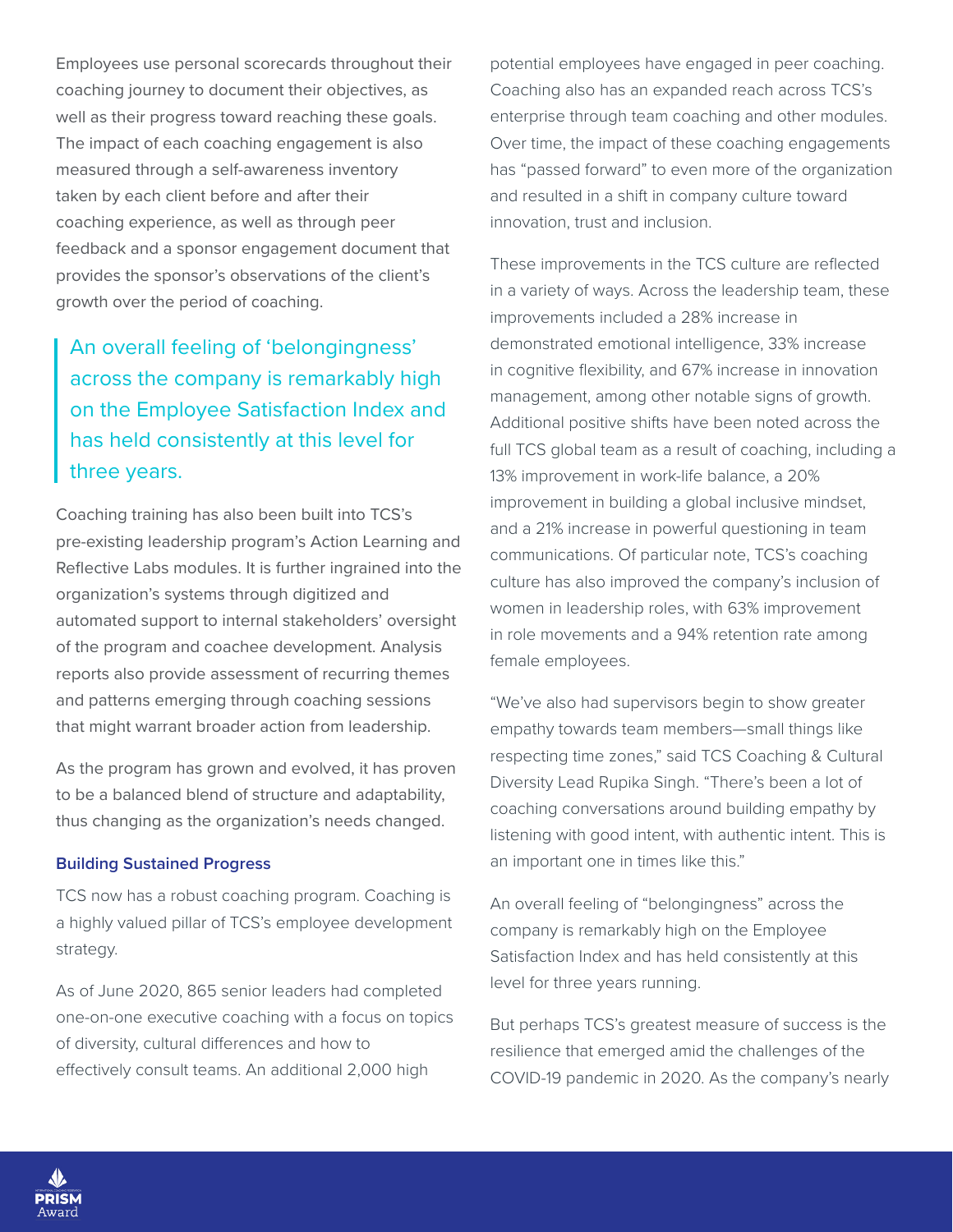Employees use personal scorecards throughout their coaching journey to document their objectives, as well as their progress toward reaching these goals. The impact of each coaching engagement is also measured through a self-awareness inventory taken by each client before and after their coaching experience, as well as through peer feedback and a sponsor engagement document that provides the sponsor's observations of the client's growth over the period of coaching.

> An overall feeling of 'belongingness' across the company is remarkably high on the Employee Satisfaction Index and has held consistently at this level for three years.

Coaching training has also been built into TCS's pre-existing leadership program's Action Learning and Reflective Labs modules. It is further ingrained into the organization's systems through digitized and automated support to internal stakeholders' oversight of the program and coachee development. Analysis reports also provide assessment of recurring themes and patterns emerging through coaching sessions that might warrant broader action from leadership.

As the program has grown and evolved, it has proven to be a balanced blend of structure and adaptability, thus changing as the organization's needs changed.

### Building Sustained Progress

TCS now has a robust coaching program. Coaching is a highly valued pillar of TCS's employee development strategy.

As of June 2020, 865 senior leaders had completed one-on-one executive coaching with a focus on topics of diversity, cultural differences and how to effectively consult teams. An additional 2,000 high potential employees have engaged in peer coaching. Coaching also has an expanded reach across TCS's enterprise through team coaching and other modules. Over time, the impact of these coaching engagements has "passed forward" to even more of the organization and resulted in a shift in company culture toward innovation, trust and inclusion.

These improvements in the TCS culture are reflected in a variety of ways. Across the leadership team, these improvements included a 28% increase in demonstrated emotional intelligence, 33% increase in cognitive flexibility, and 67% increase in innovation management, among other notable signs of growth. Additional positive shifts have been noted across the full TCS global team as a result of coaching, including a 13% improvement in work-life balance, a 20% improvement in building a global inclusive mindset, and a 21% increase in powerful questioning in team communications. Of particular note, TCS's coaching culture has also improved the company's inclusion of women in leadership roles, with 63% improvement in role movements and a 94% retention rate among female employees.

"We've also had supervisors begin to show greater empathy towards team members—small things like respecting time zones," said TCS Coaching & Cultural Diversity Lead Rupika Singh. "There's been a lot of coaching conversations around building empathy by listening with good intent, with authentic intent. This is an important one in times like this."

An overall feeling of "belongingness" across the company is remarkably high on the Employee Satisfaction Index and has held consistently at this level for three years running.

But perhaps TCS's greatest measure of success is the resilience that emerged amid the challenges of the COVID-19 pandemic in 2020. As the company's nearly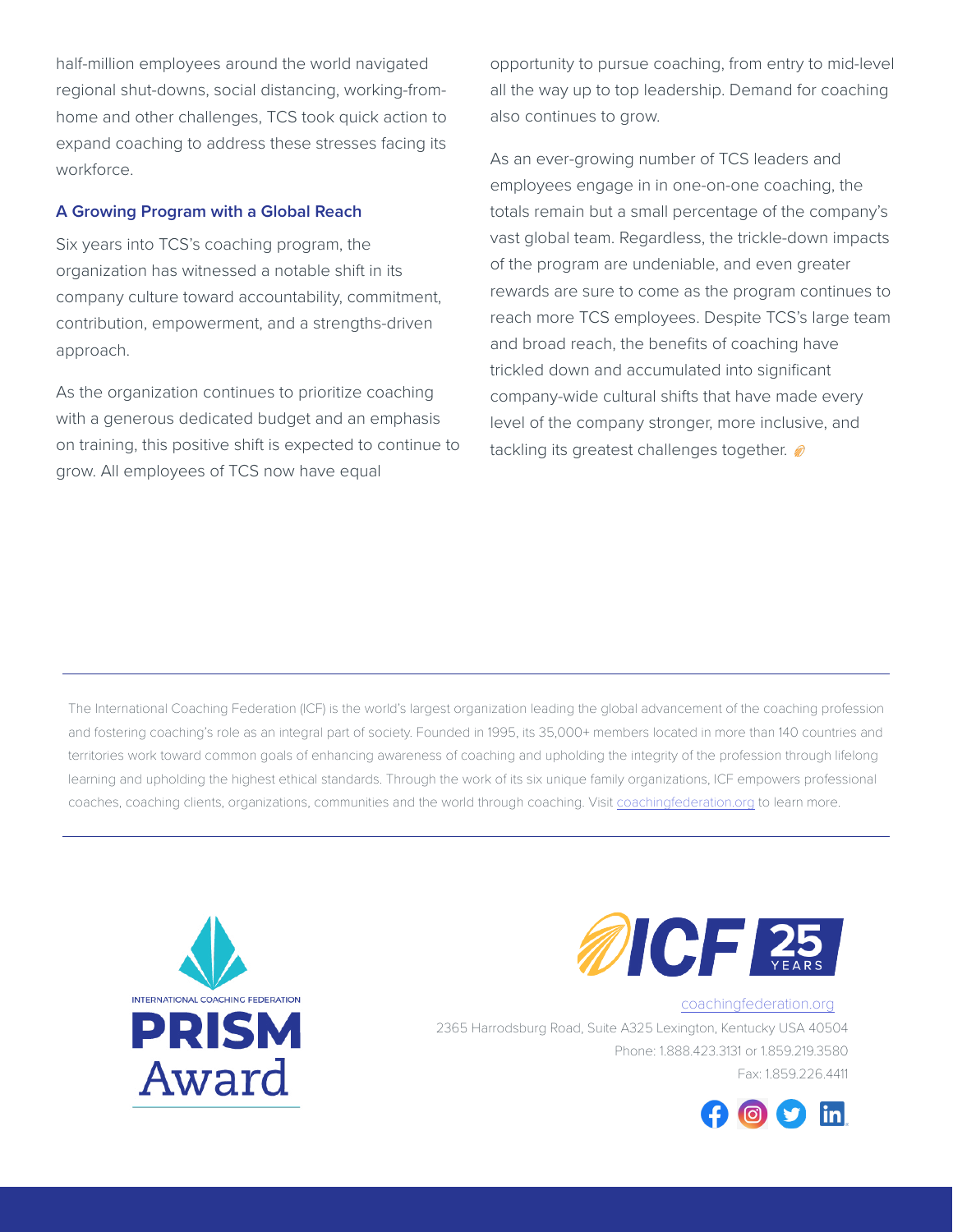half-million employees around the world navigated regional shut-downs, social distancing, working-from-home and other challenges, TCS took quick action to expand coaching to address these stresses facing its workforce.

### A Growing Program with a Global Reach

Six years into TCS's coaching program, the organization has witnessed a notable shift in its company culture toward accountability, commitment, contribution, empowerment, and a strengths-driven approach.

As the organization continues to prioritize coaching with a generous dedicated budget and an emphasis on training, this positive shift is expected to continue to grow. All employees of TCS now have equal opportunity to pursue coaching, from entry to mid-level all the way up to top leadership. Demand for coaching also continues to grow.

As an ever-growing number of TCS leaders and employees engage in in one-on-one coaching, the totals remain but a small percentage of the company's vast global team. Regardless, the trickle-down impacts of the program are undeniable, and even greater rewards are sure to come as the program continues to reach more TCS employees. Despite TCS's large team and broad reach, the benefits of coaching have trickled down and accumulated into significant company-wide cultural shifts that have made every level of the company stronger, more inclusive, and tackling its greatest challenges together.

---

The International Coaching Federation (ICF) is the world's largest organization leading the global advancement of the coaching profession and fostering coaching's role as an integral part of society. Founded in 1995, its 35,000+ members located in more than 140 countries and territories work toward common goals of enhancing awareness of coaching and upholding the integrity of the profession through lifelong learning and upholding the highest ethical standards. Through the work of its six unique family organizations, ICF empowers professional coaches, coaching clients, organizations, communities and the world through coaching. Visit coachingfederation.org to learn more.

---

INTERNATIONAL COACHING FEDERATION PRISM Award

ICF 25 YEARS

coachingfederation.org

2365 Harrodsburg Road, Suite A325 Lexington, Kentucky USA 40504

Phone: 1.888.423.3131 or 1.859.219.3580

Fax: 1.859.226.4411